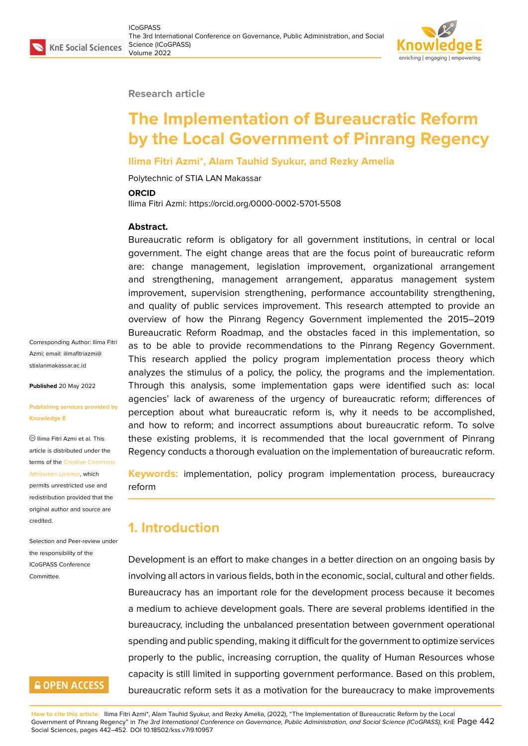Research article

# The Implementation of Bureaucratic Reform by the Local Government of Pinrang Regency

**Ilima Fitri Azmi*, Alam Tauhid Syukur, and Rezky Amelia**

Polytechnic of STIA LAN Makassar

**ORCID**

Ilima Fitri Azmi: https://orcid.org/0000-0002-5701-5508

**Abstract.**

Bureaucratic reform is obligatory for all government institutions, in central or local government. The eight change areas that are the focus point of bureaucratic reform are: change management, legislation improvement, organizational arrangement and strengthening, management arrangement, apparatus management system improvement, supervision strengthening, performance accountability strengthening, and quality of public services improvement. This research attempted to provide an overview of how the Pinrang Regency Government implemented the 2015–2019 Bureaucratic Reform Roadmap, and the obstacles faced in this implementation, so as to be able to provide recommendations to the Pinrang Regency Government. This research applied the policy program implementation process theory which analyzes the stimulus of a policy, the policy, the programs and the implementation. Through this analysis, some implementation gaps were identified such as: local agencies' lack of awareness of the urgency of bureaucratic reform; differences of perception about what bureaucratic reform is, why it needs to be accomplished, and how to reform; and incorrect assumptions about bureaucratic reform. To solve these existing problems, it is recommended that the local government of Pinrang Regency conducts a thorough evaluation on the implementation of bureaucratic reform.

**Keywords:** implementation, policy program implementation process, bureaucracy reform

Corresponding Author: Ilima Fitri Azmi; email: ilimafitriazmi@stialanmakassar.ac.id

**Published** 20 May 2022

**Publishing services provided by Knowledge E**

© Ilima Fitri Azmi et al. This article is distributed under the terms of the Creative Commons Attribution License, which permits unrestricted use and redistribution provided that the original author and source are credited.

Selection and Peer-review under the responsibility of the ICoGPASS Conference Committee.

## 1. Introduction

Development is an effort to make changes in a better direction on an ongoing basis by involving all actors in various fields, both in the economic, social, cultural and other fields. Bureaucracy has an important role for the development process because it becomes a medium to achieve development goals. There are several problems identified in the bureaucracy, including the unbalanced presentation between government operational spending and public spending, making it difficult for the government to optimize services properly to the public, increasing corruption, the quality of Human Resources whose capacity is still limited in supporting government performance. Based on this problem, bureaucratic reform sets it as a motivation for the bureaucracy to make improvements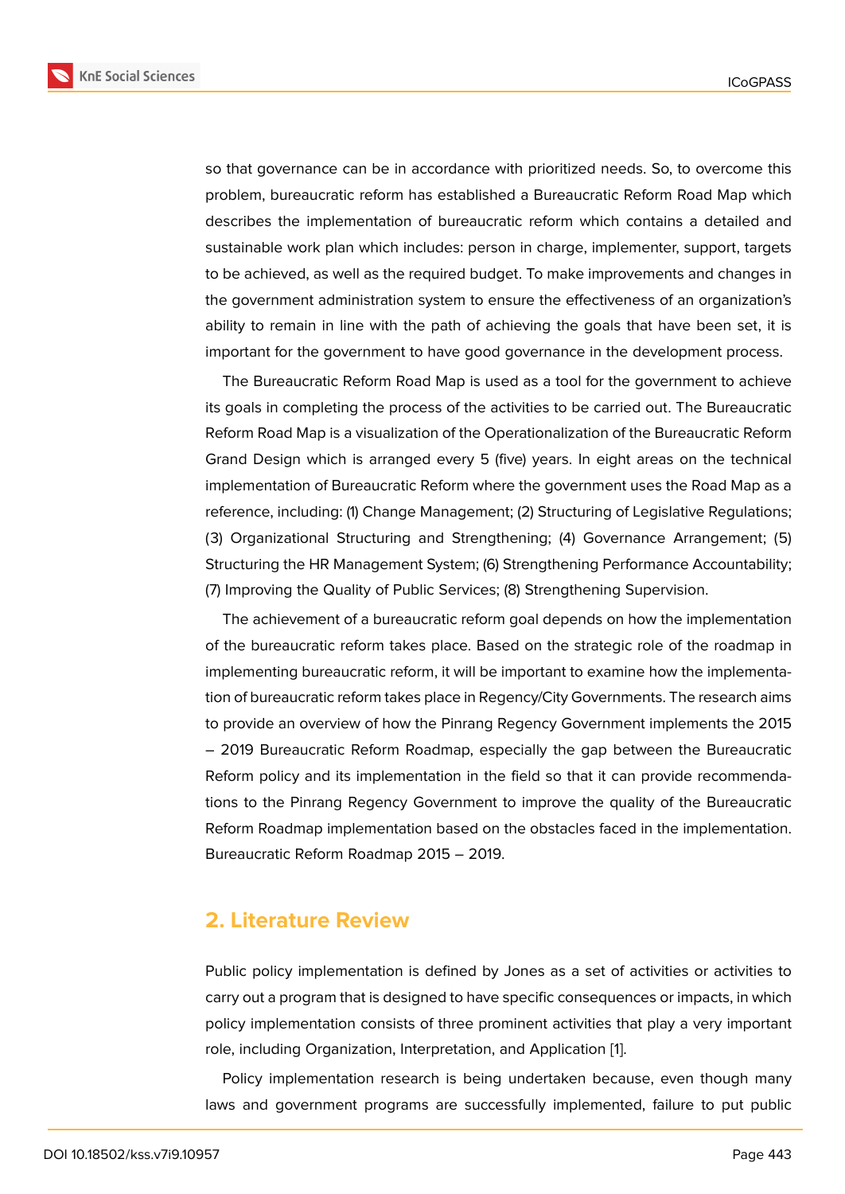so that governance can be in accordance with prioritized needs. So, to overcome this problem, bureaucratic reform has established a Bureaucratic Reform Road Map which describes the implementation of bureaucratic reform which contains a detailed and sustainable work plan which includes: person in charge, implementer, support, targets to be achieved, as well as the required budget. To make improvements and changes in the government administration system to ensure the effectiveness of an organization's ability to remain in line with the path of achieving the goals that have been set, it is important for the government to have good governance in the development process.

The Bureaucratic Reform Road Map is used as a tool for the government to achieve its goals in completing the process of the activities to be carried out. The Bureaucratic Reform Road Map is a visualization of the Operationalization of the Bureaucratic Reform Grand Design which is arranged every 5 (five) years. In eight areas on the technical implementation of Bureaucratic Reform where the government uses the Road Map as a reference, including: (1) Change Management; (2) Structuring of Legislative Regulations; (3) Organizational Structuring and Strengthening; (4) Governance Arrangement; (5) Structuring the HR Management System; (6) Strengthening Performance Accountability; (7) Improving the Quality of Public Services; (8) Strengthening Supervision.

The achievement of a bureaucratic reform goal depends on how the implementation of the bureaucratic reform takes place. Based on the strategic role of the roadmap in implementing bureaucratic reform, it will be important to examine how the implementation of bureaucratic reform takes place in Regency/City Governments. The research aims to provide an overview of how the Pinrang Regency Government implements the 2015 – 2019 Bureaucratic Reform Roadmap, especially the gap between the Bureaucratic Reform policy and its implementation in the field so that it can provide recommendations to the Pinrang Regency Government to improve the quality of the Bureaucratic Reform Roadmap implementation based on the obstacles faced in the implementation. Bureaucratic Reform Roadmap 2015 – 2019.

## 2. Literature Review

Public policy implementation is defined by Jones as a set of activities or activities to carry out a program that is designed to have specific consequences or impacts, in which policy implementation consists of three prominent activities that play a very important role, including Organization, Interpretation, and Application [1].

Policy implementation research is being undertaken because, even though many laws and government programs are successfully implemented, failure to put public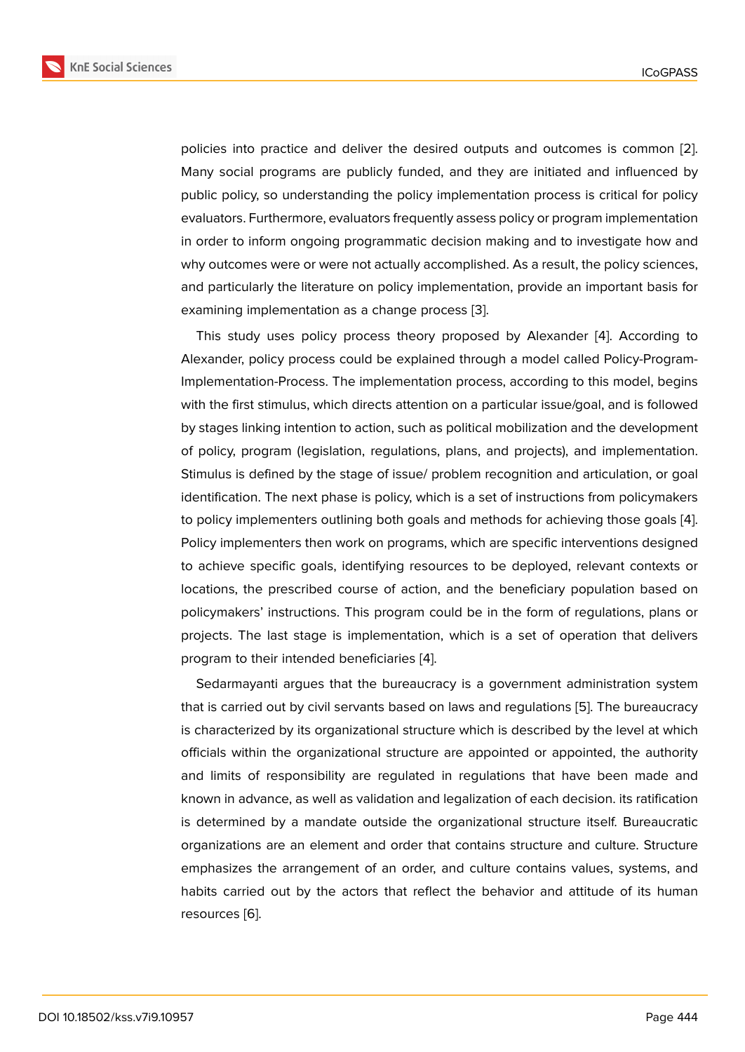policies into practice and deliver the desired outputs and outcomes is common [2]. Many social programs are publicly funded, and they are initiated and influenced by public policy, so understanding the policy implementation process is critical for policy evaluators. Furthermore, evaluators frequently assess policy or program implementation in order to inform ongoing programmatic decision making and to investigate how and why outcomes were or were not actually accomplished. As a result, the policy sciences, and particularly the literature on policy implementation, provide an important basis for examining implementation as a change process [3].

This study uses policy process theory proposed by Alexander [4]. According to Alexander, policy process could be explained through a model called Policy-Program-Implementation-Process. The implementation process, according to this model, begins with the first stimulus, which directs attention on a particular issue/goal, and is followed by stages linking intention to action, such as political mobilization and the development of policy, program (legislation, regulations, plans, and projects), and implementation. Stimulus is defined by the stage of issue/ problem recognition and articulation, or goal identification. The next phase is policy, which is a set of instructions from policymakers to policy implementers outlining both goals and methods for achieving those goals [4]. Policy implementers then work on programs, which are specific interventions designed to achieve specific goals, identifying resources to be deployed, relevant contexts or locations, the prescribed course of action, and the beneficiary population based on policymakers' instructions. This program could be in the form of regulations, plans or projects. The last stage is implementation, which is a set of operation that delivers program to their intended beneficiaries [4].

Sedarmayanti argues that the bureaucracy is a government administration system that is carried out by civil servants based on laws and regulations [5]. The bureaucracy is characterized by its organizational structure which is described by the level at which officials within the organizational structure are appointed or appointed, the authority and limits of responsibility are regulated in regulations that have been made and known in advance, as well as validation and legalization of each decision. its ratification is determined by a mandate outside the organizational structure itself. Bureaucratic organizations are an element and order that contains structure and culture. Structure emphasizes the arrangement of an order, and culture contains values, systems, and habits carried out by the actors that reflect the behavior and attitude of its human resources [6].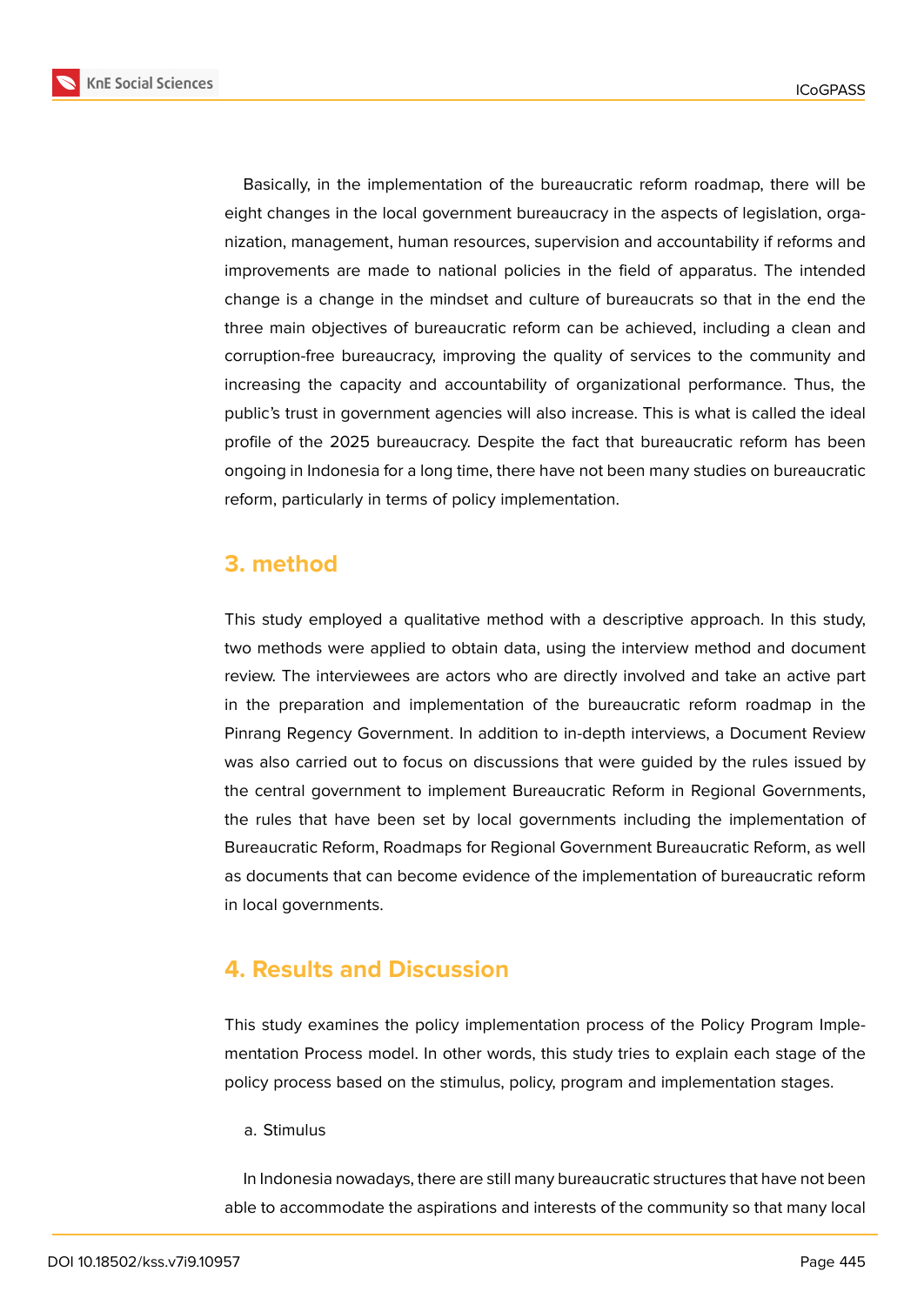Basically, in the implementation of the bureaucratic reform roadmap, there will be eight changes in the local government bureaucracy in the aspects of legislation, organization, management, human resources, supervision and accountability if reforms and improvements are made to national policies in the field of apparatus. The intended change is a change in the mindset and culture of bureaucrats so that in the end the three main objectives of bureaucratic reform can be achieved, including a clean and corruption-free bureaucracy, improving the quality of services to the community and increasing the capacity and accountability of organizational performance. Thus, the public's trust in government agencies will also increase. This is what is called the ideal profile of the 2025 bureaucracy. Despite the fact that bureaucratic reform has been ongoing in Indonesia for a long time, there have not been many studies on bureaucratic reform, particularly in terms of policy implementation.

## 3. method

This study employed a qualitative method with a descriptive approach. In this study, two methods were applied to obtain data, using the interview method and document review. The interviewees are actors who are directly involved and take an active part in the preparation and implementation of the bureaucratic reform roadmap in the Pinrang Regency Government. In addition to in-depth interviews, a Document Review was also carried out to focus on discussions that were guided by the rules issued by the central government to implement Bureaucratic Reform in Regional Governments, the rules that have been set by local governments including the implementation of Bureaucratic Reform, Roadmaps for Regional Government Bureaucratic Reform, as well as documents that can become evidence of the implementation of bureaucratic reform in local governments.

## 4. Results and Discussion

This study examines the policy implementation process of the Policy Program Implementation Process model. In other words, this study tries to explain each stage of the policy process based on the stimulus, policy, program and implementation stages.

a. Stimulus

In Indonesia nowadays, there are still many bureaucratic structures that have not been able to accommodate the aspirations and interests of the community so that many local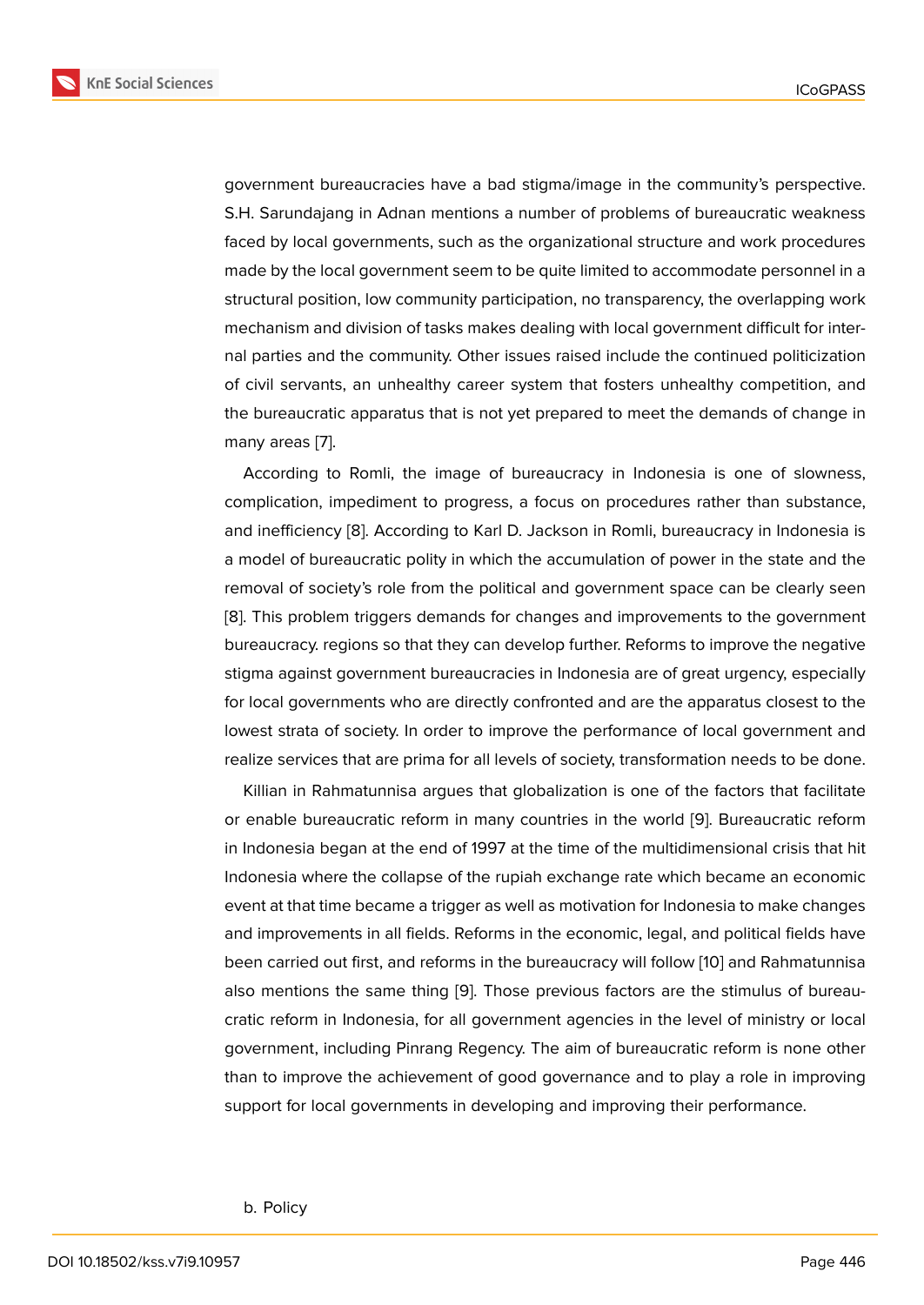government bureaucracies have a bad stigma/image in the community's perspective. S.H. Sarundajang in Adnan mentions a number of problems of bureaucratic weakness faced by local governments, such as the organizational structure and work procedures made by the local government seem to be quite limited to accommodate personnel in a structural position, low community participation, no transparency, the overlapping work mechanism and division of tasks makes dealing with local government difficult for internal parties and the community. Other issues raised include the continued politicization of civil servants, an unhealthy career system that fosters unhealthy competition, and the bureaucratic apparatus that is not yet prepared to meet the demands of change in many areas [7].

According to Romli, the image of bureaucracy in Indonesia is one of slowness, complication, impediment to progress, a focus on procedures rather than substance, and inefficiency [8]. According to Karl D. Jackson in Romli, bureaucracy in Indonesia is a model of bureaucratic polity in which the accumulation of power in the state and the removal of society's role from the political and government space can be clearly seen [8]. This problem triggers demands for changes and improvements to the government bureaucracy. regions so that they can develop further. Reforms to improve the negative stigma against government bureaucracies in Indonesia are of great urgency, especially for local governments who are directly confronted and are the apparatus closest to the lowest strata of society. In order to improve the performance of local government and realize services that are prima for all levels of society, transformation needs to be done.

Killian in Rahmatunnisa argues that globalization is one of the factors that facilitate or enable bureaucratic reform in many countries in the world [9]. Bureaucratic reform in Indonesia began at the end of 1997 at the time of the multidimensional crisis that hit Indonesia where the collapse of the rupiah exchange rate which became an economic event at that time became a trigger as well as motivation for Indonesia to make changes and improvements in all fields. Reforms in the economic, legal, and political fields have been carried out first, and reforms in the bureaucracy will follow [10] and Rahmatunnisa also mentions the same thing [9]. Those previous factors are the stimulus of bureaucratic reform in Indonesia, for all government agencies in the level of ministry or local government, including Pinrang Regency. The aim of bureaucratic reform is none other than to improve the achievement of good governance and to play a role in improving support for local governments in developing and improving their performance.

b. Policy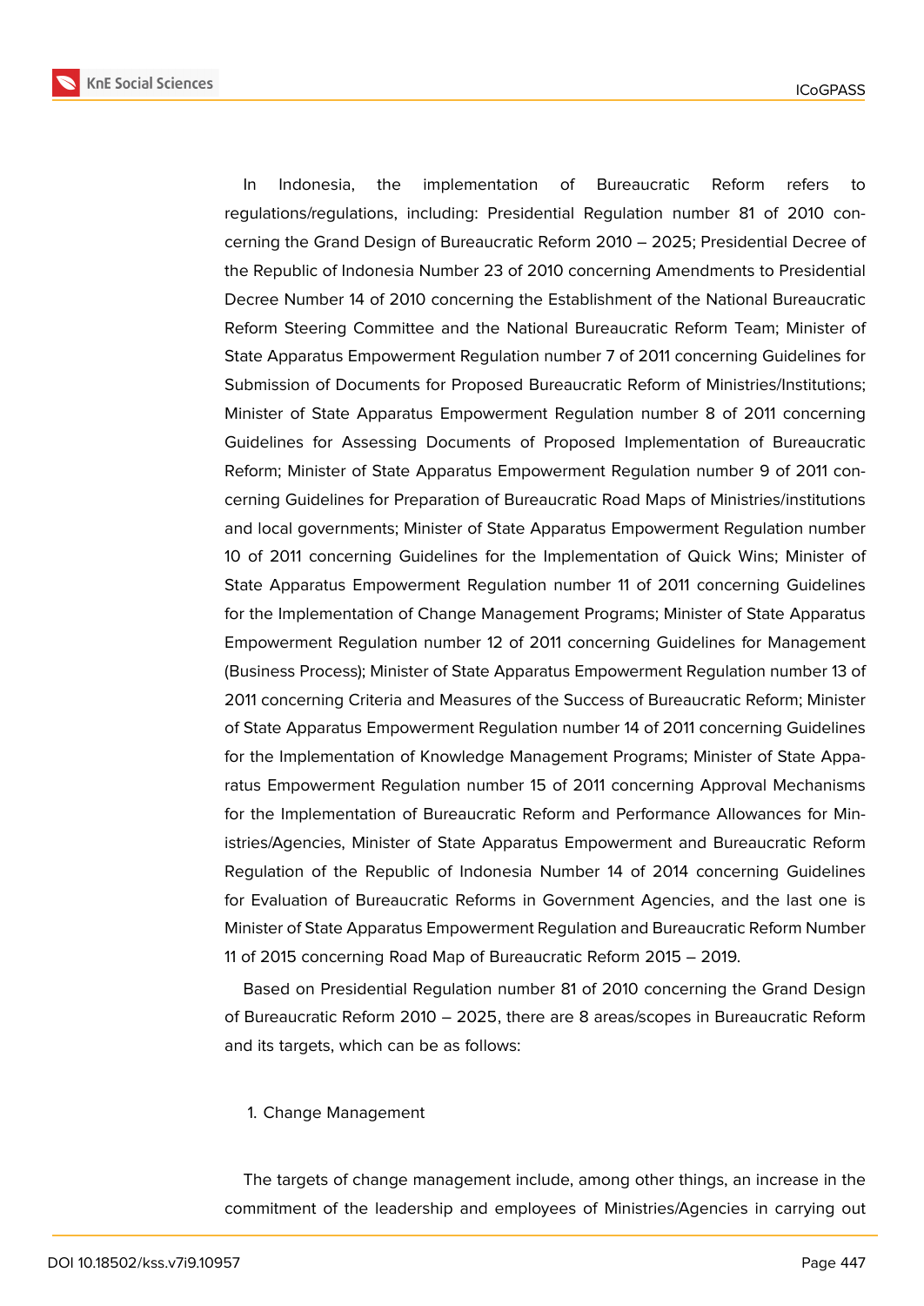In Indonesia, the implementation of Bureaucratic Reform refers to regulations/regulations, including: Presidential Regulation number 81 of 2010 concerning the Grand Design of Bureaucratic Reform 2010 – 2025; Presidential Decree of the Republic of Indonesia Number 23 of 2010 concerning Amendments to Presidential Decree Number 14 of 2010 concerning the Establishment of the National Bureaucratic Reform Steering Committee and the National Bureaucratic Reform Team; Minister of State Apparatus Empowerment Regulation number 7 of 2011 concerning Guidelines for Submission of Documents for Proposed Bureaucratic Reform of Ministries/Institutions; Minister of State Apparatus Empowerment Regulation number 8 of 2011 concerning Guidelines for Assessing Documents of Proposed Implementation of Bureaucratic Reform; Minister of State Apparatus Empowerment Regulation number 9 of 2011 concerning Guidelines for Preparation of Bureaucratic Road Maps of Ministries/institutions and local governments; Minister of State Apparatus Empowerment Regulation number 10 of 2011 concerning Guidelines for the Implementation of Quick Wins; Minister of State Apparatus Empowerment Regulation number 11 of 2011 concerning Guidelines for the Implementation of Change Management Programs; Minister of State Apparatus Empowerment Regulation number 12 of 2011 concerning Guidelines for Management (Business Process); Minister of State Apparatus Empowerment Regulation number 13 of 2011 concerning Criteria and Measures of the Success of Bureaucratic Reform; Minister of State Apparatus Empowerment Regulation number 14 of 2011 concerning Guidelines for the Implementation of Knowledge Management Programs; Minister of State Apparatus Empowerment Regulation number 15 of 2011 concerning Approval Mechanisms for the Implementation of Bureaucratic Reform and Performance Allowances for Ministries/Agencies, Minister of State Apparatus Empowerment and Bureaucratic Reform Regulation of the Republic of Indonesia Number 14 of 2014 concerning Guidelines for Evaluation of Bureaucratic Reforms in Government Agencies, and the last one is Minister of State Apparatus Empowerment Regulation and Bureaucratic Reform Number 11 of 2015 concerning Road Map of Bureaucratic Reform 2015 – 2019.

Based on Presidential Regulation number 81 of 2010 concerning the Grand Design of Bureaucratic Reform 2010 – 2025, there are 8 areas/scopes in Bureaucratic Reform and its targets, which can be as follows:

1. Change Management

The targets of change management include, among other things, an increase in the commitment of the leadership and employees of Ministries/Agencies in carrying out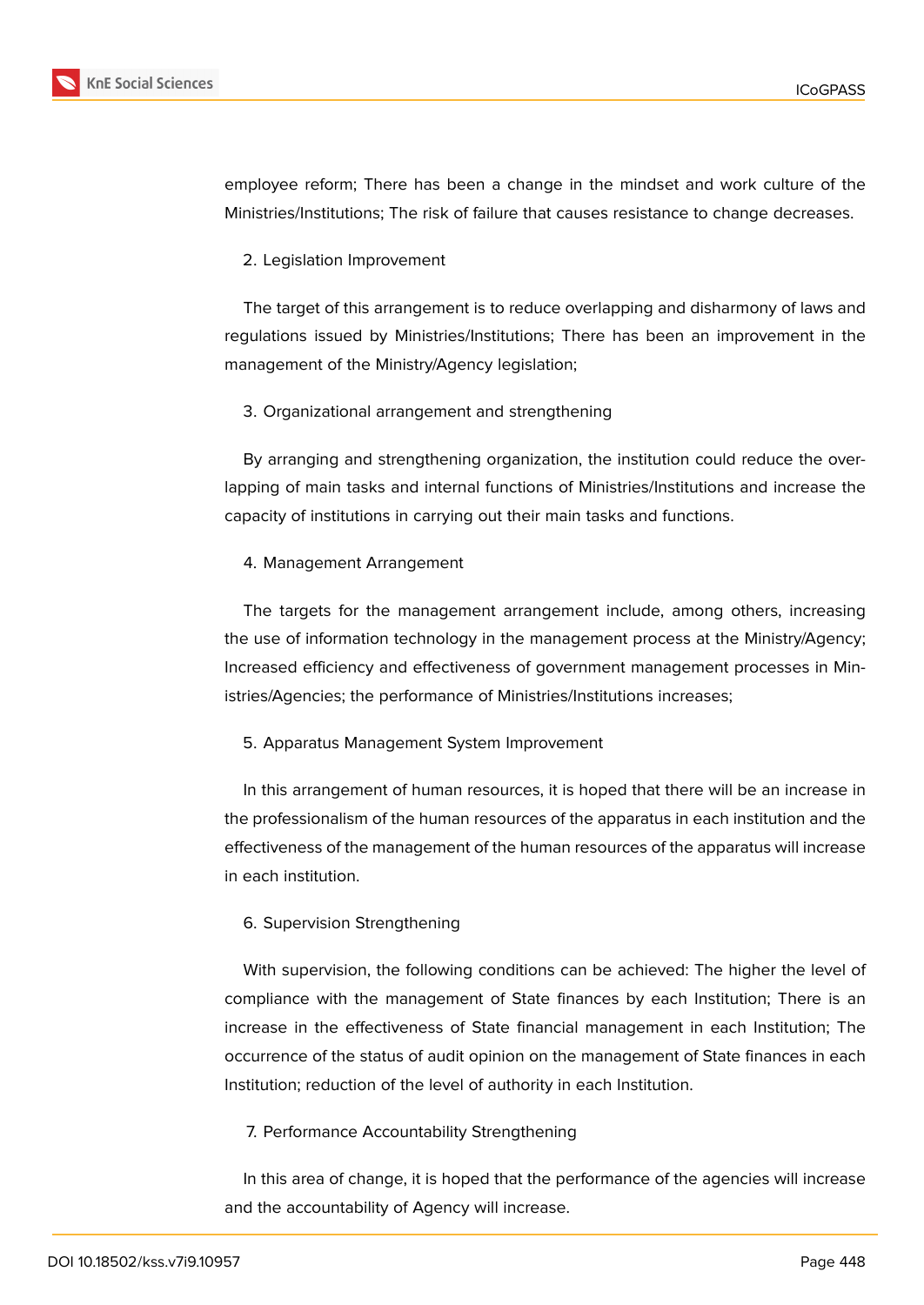employee reform; There has been a change in the mindset and work culture of the Ministries/Institutions; The risk of failure that causes resistance to change decreases.

2. Legislation Improvement

The target of this arrangement is to reduce overlapping and disharmony of laws and regulations issued by Ministries/Institutions; There has been an improvement in the management of the Ministry/Agency legislation;

3. Organizational arrangement and strengthening

By arranging and strengthening organization, the institution could reduce the overlapping of main tasks and internal functions of Ministries/Institutions and increase the capacity of institutions in carrying out their main tasks and functions.

4. Management Arrangement

The targets for the management arrangement include, among others, increasing the use of information technology in the management process at the Ministry/Agency; Increased efficiency and effectiveness of government management processes in Ministries/Agencies; the performance of Ministries/Institutions increases;

5. Apparatus Management System Improvement

In this arrangement of human resources, it is hoped that there will be an increase in the professionalism of the human resources of the apparatus in each institution and the effectiveness of the management of the human resources of the apparatus will increase in each institution.

6. Supervision Strengthening

With supervision, the following conditions can be achieved: The higher the level of compliance with the management of State finances by each Institution; There is an increase in the effectiveness of State financial management in each Institution; The occurrence of the status of audit opinion on the management of State finances in each Institution; reduction of the level of authority in each Institution.

7. Performance Accountability Strengthening

In this area of change, it is hoped that the performance of the agencies will increase and the accountability of Agency will increase.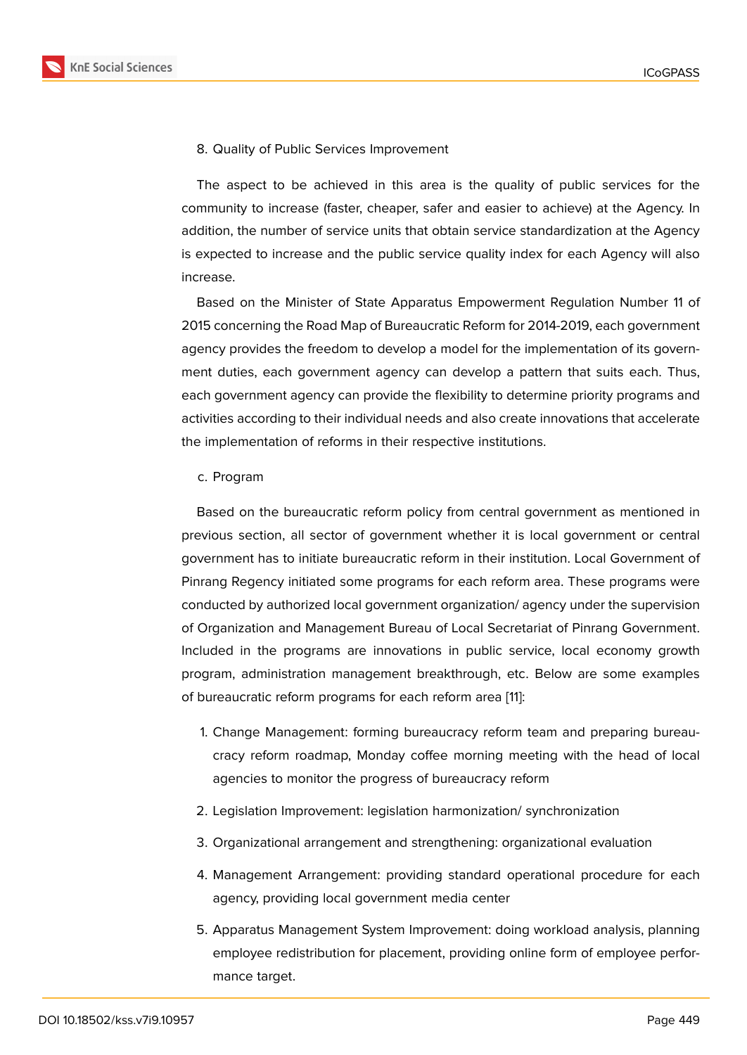8. Quality of Public Services Improvement

The aspect to be achieved in this area is the quality of public services for the community to increase (faster, cheaper, safer and easier to achieve) at the Agency. In addition, the number of service units that obtain service standardization at the Agency is expected to increase and the public service quality index for each Agency will also increase.

Based on the Minister of State Apparatus Empowerment Regulation Number 11 of 2015 concerning the Road Map of Bureaucratic Reform for 2014-2019, each government agency provides the freedom to develop a model for the implementation of its government duties, each government agency can develop a pattern that suits each. Thus, each government agency can provide the flexibility to determine priority programs and activities according to their individual needs and also create innovations that accelerate the implementation of reforms in their respective institutions.

c. Program

Based on the bureaucratic reform policy from central government as mentioned in previous section, all sector of government whether it is local government or central government has to initiate bureaucratic reform in their institution. Local Government of Pinrang Regency initiated some programs for each reform area. These programs were conducted by authorized local government organization/ agency under the supervision of Organization and Management Bureau of Local Secretariat of Pinrang Government. Included in the programs are innovations in public service, local economy growth program, administration management breakthrough, etc. Below are some examples of bureaucratic reform programs for each reform area [11]:

1. Change Management: forming bureaucracy reform team and preparing bureaucracy reform roadmap, Monday coffee morning meeting with the head of local agencies to monitor the progress of bureaucracy reform
2. Legislation Improvement: legislation harmonization/ synchronization
3. Organizational arrangement and strengthening: organizational evaluation
4. Management Arrangement: providing standard operational procedure for each agency, providing local government media center
5. Apparatus Management System Improvement: doing workload analysis, planning employee redistribution for placement, providing online form of employee performance target.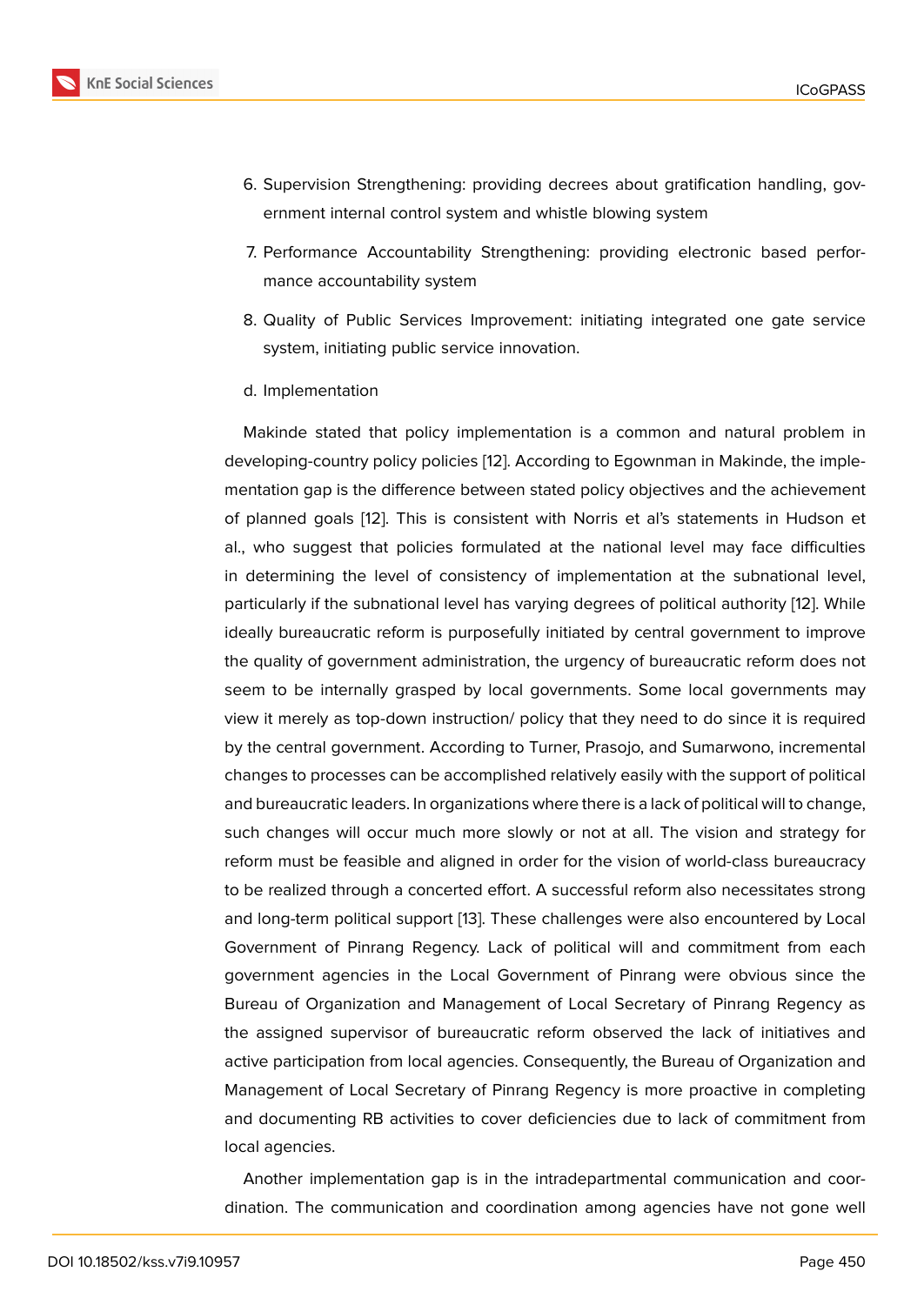6. Supervision Strengthening: providing decrees about gratification handling, government internal control system and whistle blowing system

7. Performance Accountability Strengthening: providing electronic based performance accountability system

8. Quality of Public Services Improvement: initiating integrated one gate service system, initiating public service innovation.

d. Implementation

Makinde stated that policy implementation is a common and natural problem in developing-country policy policies [12]. According to Egownman in Makinde, the implementation gap is the difference between stated policy objectives and the achievement of planned goals [12]. This is consistent with Norris et al's statements in Hudson et al., who suggest that policies formulated at the national level may face difficulties in determining the level of consistency of implementation at the subnational level, particularly if the subnational level has varying degrees of political authority [12]. While ideally bureaucratic reform is purposefully initiated by central government to improve the quality of government administration, the urgency of bureaucratic reform does not seem to be internally grasped by local governments. Some local governments may view it merely as top-down instruction/ policy that they need to do since it is required by the central government. According to Turner, Prasojo, and Sumarwono, incremental changes to processes can be accomplished relatively easily with the support of political and bureaucratic leaders. In organizations where there is a lack of political will to change, such changes will occur much more slowly or not at all. The vision and strategy for reform must be feasible and aligned in order for the vision of world-class bureaucracy to be realized through a concerted effort. A successful reform also necessitates strong and long-term political support [13]. These challenges were also encountered by Local Government of Pinrang Regency. Lack of political will and commitment from each government agencies in the Local Government of Pinrang were obvious since the Bureau of Organization and Management of Local Secretary of Pinrang Regency as the assigned supervisor of bureaucratic reform observed the lack of initiatives and active participation from local agencies. Consequently, the Bureau of Organization and Management of Local Secretary of Pinrang Regency is more proactive in completing and documenting RB activities to cover deficiencies due to lack of commitment from local agencies.

Another implementation gap is in the intradepartmental communication and coordination. The communication and coordination among agencies have not gone well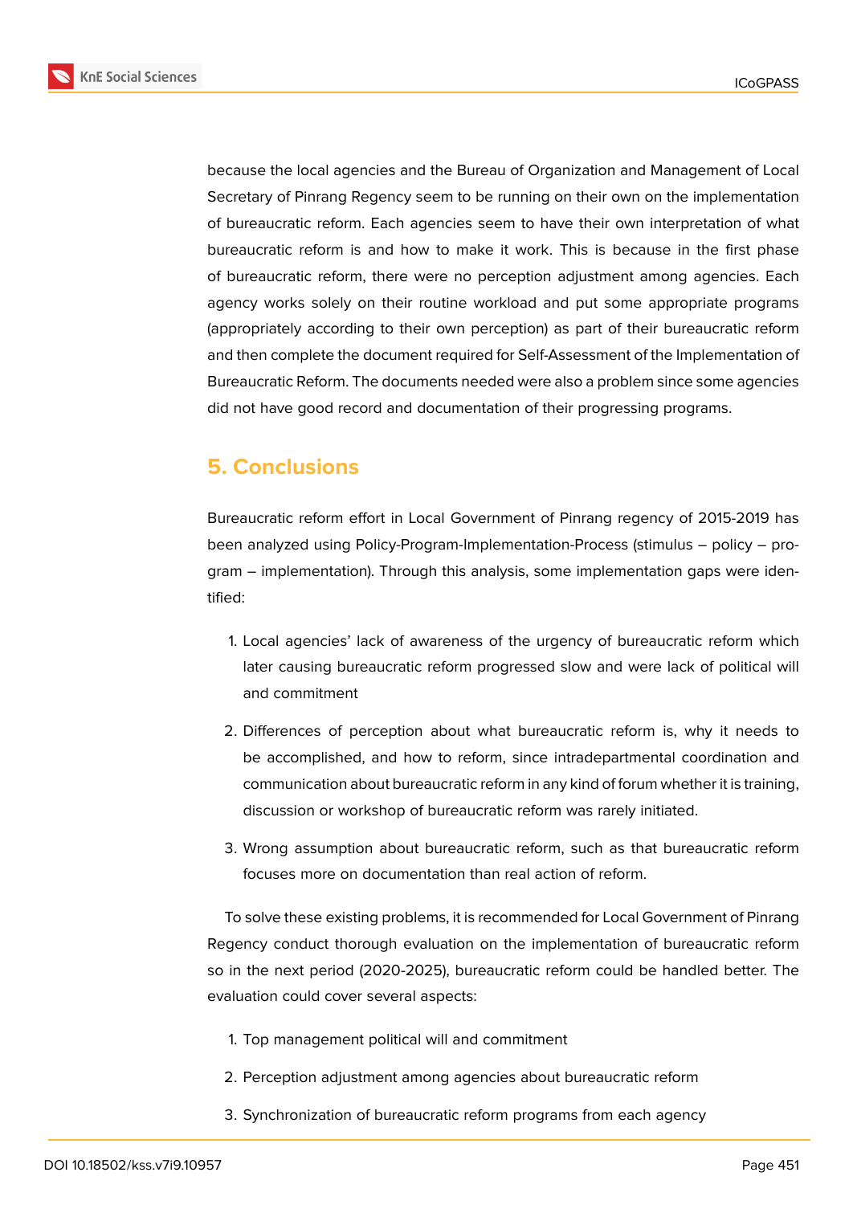because the local agencies and the Bureau of Organization and Management of Local Secretary of Pinrang Regency seem to be running on their own on the implementation of bureaucratic reform. Each agencies seem to have their own interpretation of what bureaucratic reform is and how to make it work. This is because in the first phase of bureaucratic reform, there were no perception adjustment among agencies. Each agency works solely on their routine workload and put some appropriate programs (appropriately according to their own perception) as part of their bureaucratic reform and then complete the document required for Self-Assessment of the Implementation of Bureaucratic Reform. The documents needed were also a problem since some agencies did not have good record and documentation of their progressing programs.

## 5. Conclusions

Bureaucratic reform effort in Local Government of Pinrang regency of 2015-2019 has been analyzed using Policy-Program-Implementation-Process (stimulus – policy – program – implementation). Through this analysis, some implementation gaps were identified:

1. Local agencies' lack of awareness of the urgency of bureaucratic reform which later causing bureaucratic reform progressed slow and were lack of political will and commitment

2. Differences of perception about what bureaucratic reform is, why it needs to be accomplished, and how to reform, since intradepartmental coordination and communication about bureaucratic reform in any kind of forum whether it is training, discussion or workshop of bureaucratic reform was rarely initiated.

3. Wrong assumption about bureaucratic reform, such as that bureaucratic reform focuses more on documentation than real action of reform.

To solve these existing problems, it is recommended for Local Government of Pinrang Regency conduct thorough evaluation on the implementation of bureaucratic reform so in the next period (2020-2025), bureaucratic reform could be handled better. The evaluation could cover several aspects:

1. Top management political will and commitment

2. Perception adjustment among agencies about bureaucratic reform

3. Synchronization of bureaucratic reform programs from each agency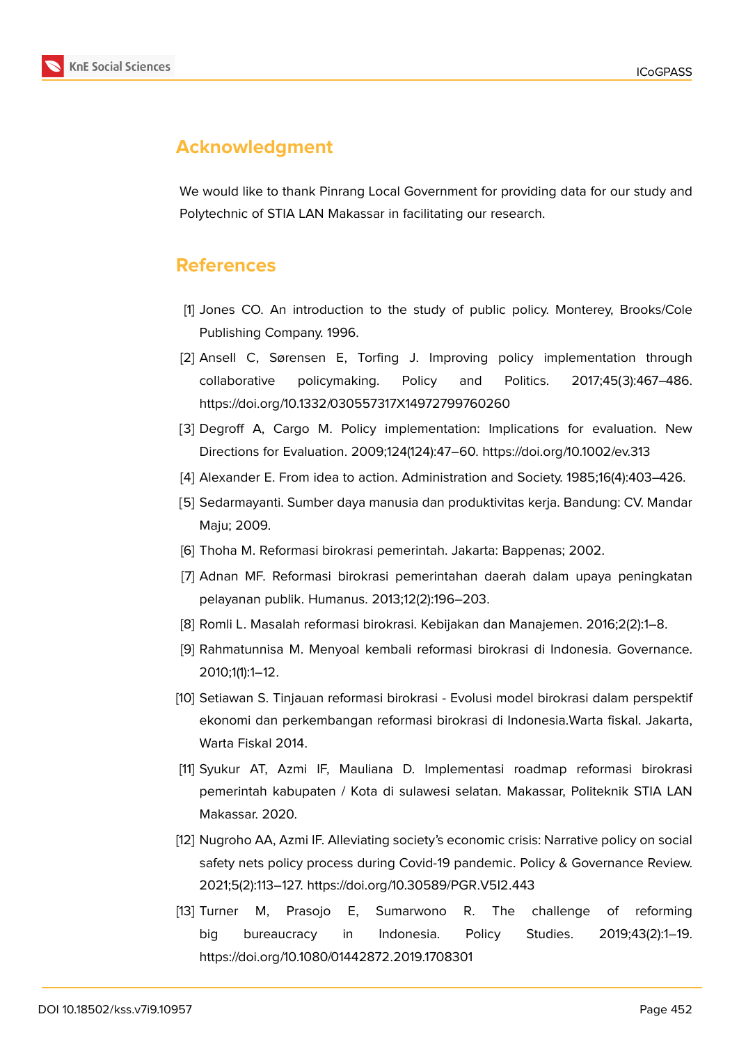## Acknowledgment

We would like to thank Pinrang Local Government for providing data for our study and Polytechnic of STIA LAN Makassar in facilitating our research.

## References

[1] Jones CO. An introduction to the study of public policy. Monterey, Brooks/Cole Publishing Company. 1996.

[2] Ansell C, Sørensen E, Torfing J. Improving policy implementation through collaborative policymaking. Policy and Politics. 2017;45(3):467–486. https://doi.org/10.1332/030557317X14972799760260

[3] Degroff A, Cargo M. Policy implementation: Implications for evaluation. New Directions for Evaluation. 2009;124(124):47–60. https://doi.org/10.1002/ev.313

[4] Alexander E. From idea to action. Administration and Society. 1985;16(4):403–426.

[5] Sedarmayanti. Sumber daya manusia dan produktivitas kerja. Bandung: CV. Mandar Maju; 2009.

[6] Thoha M. Reformasi birokrasi pemerintah. Jakarta: Bappenas; 2002.

[7] Adnan MF. Reformasi birokrasi pemerintahan daerah dalam upaya peningkatan pelayanan publik. Humanus. 2013;12(2):196–203.

[8] Romli L. Masalah reformasi birokrasi. Kebijakan dan Manajemen. 2016;2(2):1–8.

[9] Rahmatunnisa M. Menyoal kembali reformasi birokrasi di Indonesia. Governance. 2010;1(1):1–12.

[10] Setiawan S. Tinjauan reformasi birokrasi - Evolusi model birokrasi dalam perspektif ekonomi dan perkembangan reformasi birokrasi di Indonesia.Warta fiskal. Jakarta, Warta Fiskal 2014.

[11] Syukur AT, Azmi IF, Mauliana D. Implementasi roadmap reformasi birokrasi pemerintah kabupaten / Kota di sulawesi selatan. Makassar, Politeknik STIA LAN Makassar. 2020.

[12] Nugroho AA, Azmi IF. Alleviating society's economic crisis: Narrative policy on social safety nets policy process during Covid-19 pandemic. Policy & Governance Review. 2021;5(2):113–127. https://doi.org/10.30589/PGR.V5I2.443

[13] Turner M, Prasojo E, Sumarwono R. The challenge of reforming big bureaucracy in Indonesia. Policy Studies. 2019;43(2):1–19. https://doi.org/10.1080/01442872.2019.1708301